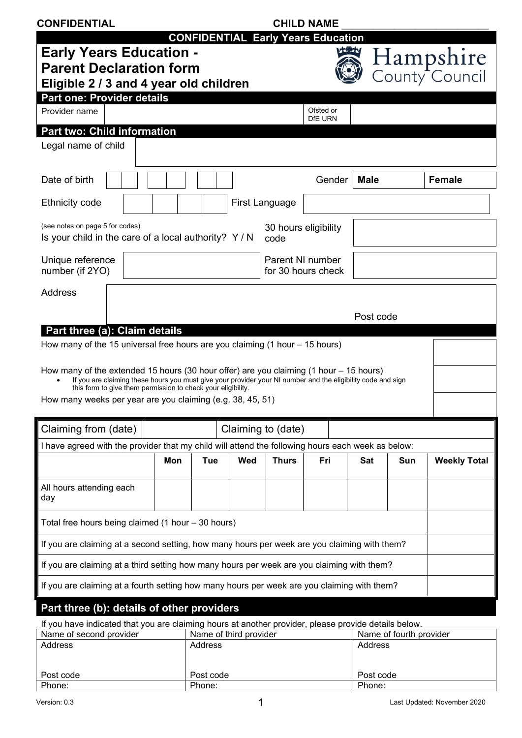**CONFIDENTIAL** **CHILD NAME** ___________________________

**CONFIDENTIAL Early Years Education**

# Early Years Education - Parent Declaration form

## Eligible 2 / 3 and 4 year old children

Hampshire County Council

## Part one: Provider details

| Provider name | | Ofsted or DfE URN | |
|---|---|---|---|

## Part two: Child information

| Legal name of child | | | |
|---|---|---|---|
| Date of birth | | Gender | Male / Female |
| Ethnicity code (see notes on page 5 for codes) | | First Language | |
| Is your child in the care of a local authority? Y / N | | 30 hours eligibility code | |
| Unique reference number (if 2YO) | | Parent NI number for 30 hours check | |
| Address | | Post code | |

## Part three (a): Claim details

| | |
|---|---|
| How many of the 15 universal free hours are you claiming (1 hour – 15 hours) | |
| How many of the extended 15 hours (30 hour offer) are you claiming (1 hour – 15 hours)<br>• If you are claiming these hours you must give your provider your NI number and the eligibility code and sign this form to give them permission to check your eligibility. | |
| How many weeks per year are you claiming (e.g. 38, 45, 51) | |

| Claiming from (date) | | Claiming to (date) | |
|---|---|---|---|

I have agreed with the provider that my child will attend the following hours each week as below:

| | Mon | Tue | Wed | Thurs | Fri | Sat | Sun | Weekly Total |
|---|---|---|---|---|---|---|---|---|
| All hours attending each day | | | | | | | | |
| Total free hours being claimed (1 hour – 30 hours) | | | | | | | | |
| If you are claiming at a second setting, how many hours per week are you claiming with them? | | | | | | | | |
| If you are claiming at a third setting how many hours per week are you claiming with them? | | | | | | | | |
| If you are claiming at a fourth setting how many hours per week are you claiming with them? | | | | | | | | |

## Part three (b): details of other providers

If you have indicated that you are claiming hours at another provider, please provide details below.

| Name of second provider | Name of third provider | Name of fourth provider |
|---|---|---|
| Address | Address | Address |
| Post code | Post code | Post code |
| Phone: | Phone: | Phone: |

Version: 0.3 Last Updated: November 2020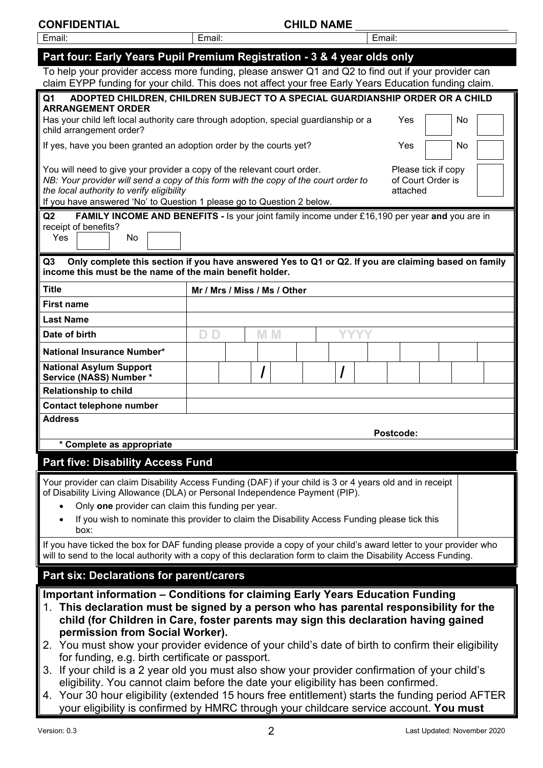CONFIDENTIAL **CHILD NAME** ___________________________

| Email: | Email: | Email: |
|---|---|---|

## Part four: Early Years Pupil Premium Registration - 3 & 4 year olds only

To help your provider access more funding, please answer Q1 and Q2 to find out if your provider can claim EYPP funding for your child. This does not affect your free Early Years Education funding claim.

**Q1 ADOPTED CHILDREN, CHILDREN SUBJECT TO A SPECIAL GUARDIANSHIP ORDER OR A CHILD ARRANGEMENT ORDER**

Has your child left local authority care through adoption, special guardianship or a child arrangement order? Yes ☐ No ☐

If yes, have you been granted an adoption order by the courts yet? Yes ☐ No ☐

You will need to give your provider a copy of the relevant court order.
*NB: Your provider will send a copy of this form with the copy of the court order to the local authority to verify eligibility*
Please tick if copy of Court Order is attached ☐

If you have answered 'No' to Question 1 please go to Question 2 below.

**Q2 FAMILY INCOME AND BENEFITS -** Is your joint family income under £16,190 per year **and** you are in receipt of benefits?
Yes ☐ No ☐

**Q3 Only complete this section if you have answered Yes to Q1 or Q2. If you are claiming based on family income this must be the name of the main benefit holder.**

| | |
|---|---|
| **Title** | Mr / Mrs / Miss / Ms / Other |
| **First name** | |
| **Last Name** | |
| **Date of birth** | D D / M M / Y Y Y Y |
| **National Insurance Number*** | |
| **National Asylum Support Service (NASS) Number *** | / / |
| **Relationship to child** | |
| **Contact telephone number** | |
| **Address** | Postcode: |

**\* Complete as appropriate**

## Part five: Disability Access Fund

Your provider can claim Disability Access Funding (DAF) if your child is 3 or 4 years old and in receipt of Disability Living Allowance (DLA) or Personal Independence Payment (PIP).

- Only **one** provider can claim this funding per year.
- If you wish to nominate this provider to claim the Disability Access Funding please tick this box: ☐

If you have ticked the box for DAF funding please provide a copy of your child's award letter to your provider who will to send to the local authority with a copy of this declaration form to claim the Disability Access Funding.

## Part six: Declarations for parent/carers

**Important information – Conditions for claiming Early Years Education Funding**

1. **This declaration must be signed by a person who has parental responsibility for the child (for Children in Care, foster parents may sign this declaration having gained permission from Social Worker).**
2. You must show your provider evidence of your child's date of birth to confirm their eligibility for funding, e.g. birth certificate or passport.
3. If your child is a 2 year old you must also show your provider confirmation of your child's eligibility. You cannot claim before the date your eligibility has been confirmed.
4. Your 30 hour eligibility (extended 15 hours free entitlement) starts the funding period AFTER your eligibility is confirmed by HMRC through your childcare service account. **You must**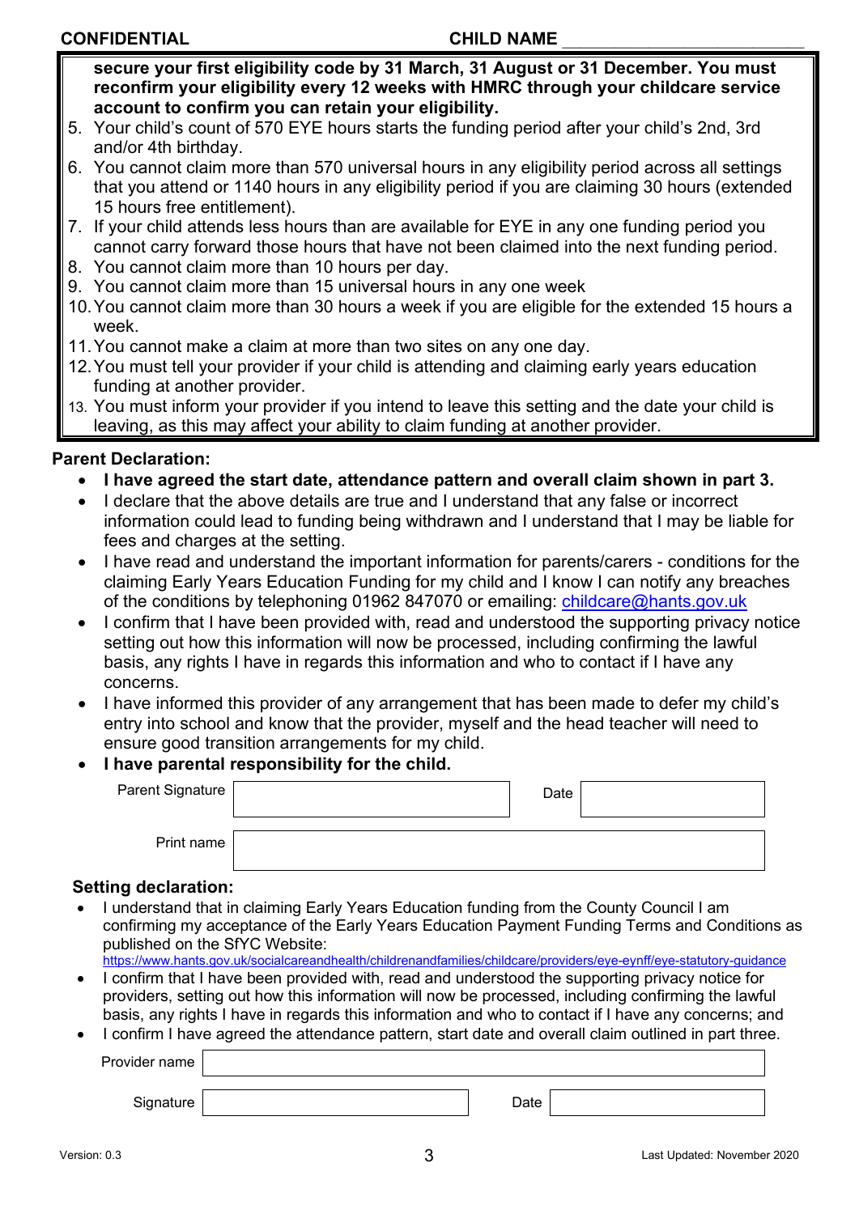**CONFIDENTIAL** **CHILD NAME** ________________________

**secure your first eligibility code by 31 March, 31 August or 31 December. You must reconfirm your eligibility every 12 weeks with HMRC through your childcare service account to confirm you can retain your eligibility.**

5. Your child's count of 570 EYE hours starts the funding period after your child's 2nd, 3rd and/or 4th birthday.
6. You cannot claim more than 570 universal hours in any eligibility period across all settings that you attend or 1140 hours in any eligibility period if you are claiming 30 hours (extended 15 hours free entitlement).
7. If your child attends less hours than are available for EYE in any one funding period you cannot carry forward those hours that have not been claimed into the next funding period.
8. You cannot claim more than 10 hours per day.
9. You cannot claim more than 15 universal hours in any one week
10. You cannot claim more than 30 hours a week if you are eligible for the extended 15 hours a week.
11. You cannot make a claim at more than two sites on any one day.
12. You must tell your provider if your child is attending and claiming early years education funding at another provider.
13. You must inform your provider if you intend to leave this setting and the date your child is leaving, as this may affect your ability to claim funding at another provider.

**Parent Declaration:**

- **I have agreed the start date, attendance pattern and overall claim shown in part 3.**
- I declare that the above details are true and I understand that any false or incorrect information could lead to funding being withdrawn and I understand that I may be liable for fees and charges at the setting.
- I have read and understand the important information for parents/carers - conditions for the claiming Early Years Education Funding for my child and I know I can notify any breaches of the conditions by telephoning 01962 847070 or emailing: childcare@hants.gov.uk
- I confirm that I have been provided with, read and understood the supporting privacy notice setting out how this information will now be processed, including confirming the lawful basis, any rights I have in regards this information and who to contact if I have any concerns.
- I have informed this provider of any arrangement that has been made to defer my child's entry into school and know that the provider, myself and the head teacher will need to ensure good transition arrangements for my child.
- **I have parental responsibility for the child.**

| Parent Signature | | Date | |
|---|---|---|---|
| Print name | | | |

**Setting declaration:**

- I understand that in claiming Early Years Education funding from the County Council I am confirming my acceptance of the Early Years Education Payment Funding Terms and Conditions as published on the SfYC Website: https://www.hants.gov.uk/socialcareandhealth/childrenandfamilies/childcare/providers/eye-eynff/eye-statutory-guidance
- I confirm that I have been provided with, read and understood the supporting privacy notice for providers, setting out how this information will now be processed, including confirming the lawful basis, any rights I have in regards this information and who to contact if I have any concerns; and
- I confirm I have agreed the attendance pattern, start date and overall claim outlined in part three.

| Provider name | | | |
|---|---|---|---|
| Signature | | Date | |

Version: 0.3 Last Updated: November 2020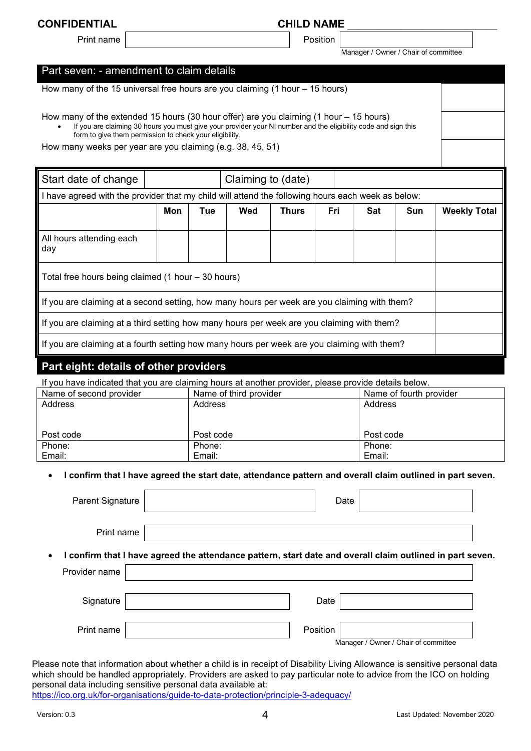**CONFIDENTIAL** **CHILD NAME** ___________________________

Print name | | Position | |
Manager / Owner / Chair of committee

## Part seven: - amendment to claim details

| | |
|---|---|
| How many of the 15 universal free hours are you claiming (1 hour – 15 hours) | |
| How many of the extended 15 hours (30 hour offer) are you claiming (1 hour – 15 hours)<br>• If you are claiming 30 hours you must give your provider your NI number and the eligibility code and sign this form to give them permission to check your eligibility. | |
| How many weeks per year are you claiming (e.g. 38, 45, 51) | |

| Start date of change | | Claiming to (date) | | | | | | |
|---|---|---|---|---|---|---|---|---|
| I have agreed with the provider that my child will attend the following hours each week as below: | | | | | | | | |
| | **Mon** | **Tue** | **Wed** | **Thurs** | **Fri** | **Sat** | **Sun** | **Weekly Total** |
| All hours attending each day | | | | | | | | |
| Total free hours being claimed (1 hour – 30 hours) | | | | | | | | |
| If you are claiming at a second setting, how many hours per week are you claiming with them? | | | | | | | | |
| If you are claiming at a third setting how many hours per week are you claiming with them? | | | | | | | | |
| If you are claiming at a fourth setting how many hours per week are you claiming with them? | | | | | | | | |

## Part eight: details of other providers

If you have indicated that you are claiming hours at another provider, please provide details below.

| Name of second provider | Name of third provider | Name of fourth provider |
|---|---|---|
| Address<br><br>Post code | Address<br><br>Post code | Address<br><br>Post code |
| Phone:<br>Email: | Phone:<br>Email: | Phone:<br>Email: |

- **I confirm that I have agreed the start date, attendance pattern and overall claim outlined in part seven.**

Parent Signature | | Date | |

Print name | |

- **I confirm that I have agreed the attendance pattern, start date and overall claim outlined in part seven.**

Provider name | |

Signature | | Date | |

Print name | | Position | |
Manager / Owner / Chair of committee

Please note that information about whether a child is in receipt of Disability Living Allowance is sensitive personal data which should be handled appropriately. Providers are asked to pay particular note to advice from the ICO on holding personal data including sensitive personal data available at:
https://ico.org.uk/for-organisations/guide-to-data-protection/principle-3-adequacy/

Version: 0.3 Last Updated: November 2020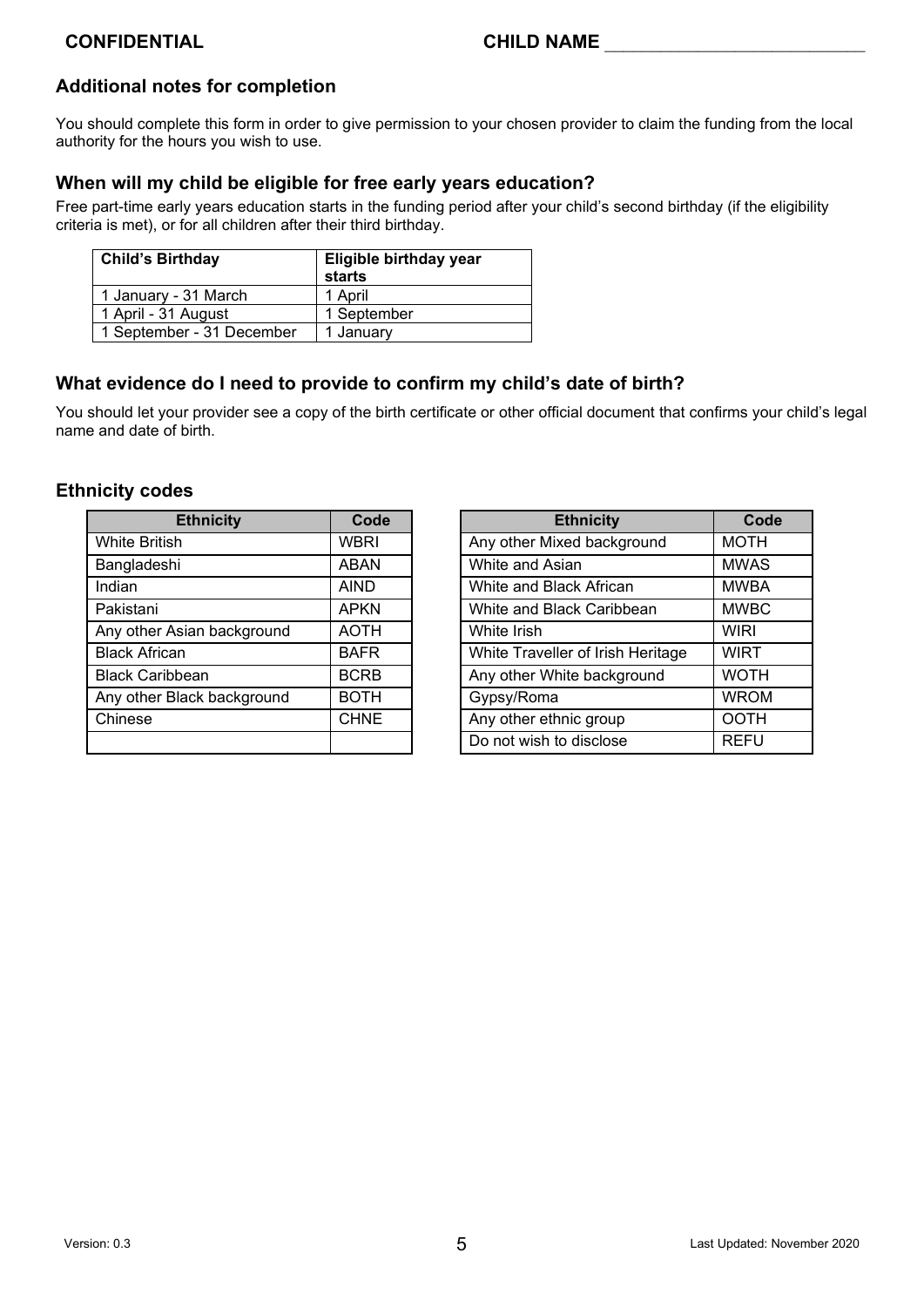## Additional notes for completion

You should complete this form in order to give permission to your chosen provider to claim the funding from the local authority for the hours you wish to use.

### When will my child be eligible for free early years education?

Free part-time early years education starts in the funding period after your child's second birthday (if the eligibility criteria is met), or for all children after their third birthday.

| Child's Birthday | Eligible birthday year starts |
|---|---|
| 1 January - 31 March | 1 April |
| 1 April - 31 August | 1 September |
| 1 September - 31 December | 1 January |

### What evidence do I need to provide to confirm my child's date of birth?

You should let your provider see a copy of the birth certificate or other official document that confirms your child's legal name and date of birth.

### Ethnicity codes

| Ethnicity | Code |
|---|---|
| White British | WBRI |
| Bangladeshi | ABAN |
| Indian | AIND |
| Pakistani | APKN |
| Any other Asian background | AOTH |
| Black African | BAFR |
| Black Caribbean | BCRB |
| Any other Black background | BOTH |
| Chinese | CHNE |
| | |

| Ethnicity | Code |
|---|---|
| Any other Mixed background | MOTH |
| White and Asian | MWAS |
| White and Black African | MWBA |
| White and Black Caribbean | MWBC |
| White Irish | WIRI |
| White Traveller of Irish Heritage | WIRT |
| Any other White background | WOTH |
| Gypsy/Roma | WROM |
| Any other ethnic group | OOTH |
| Do not wish to disclose | REFU |